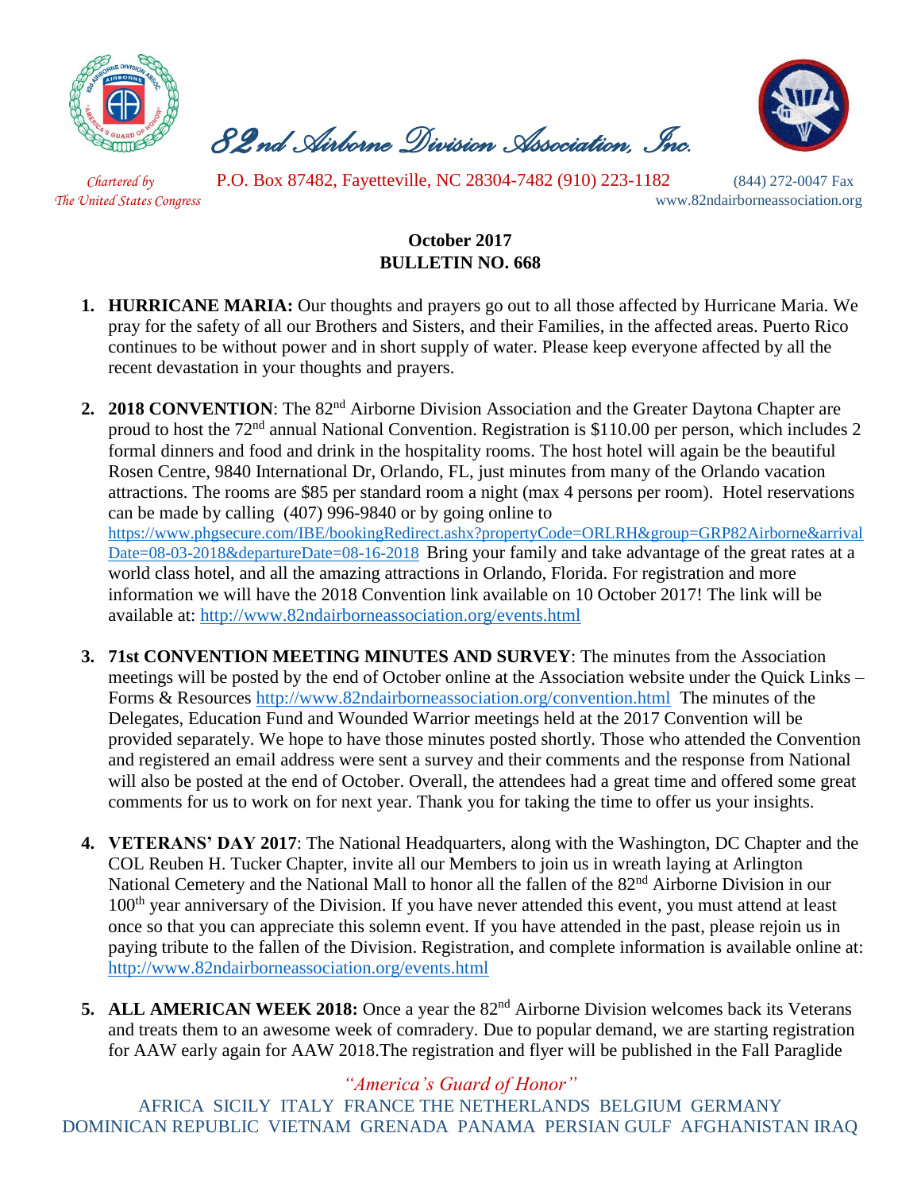# 82nd Airborne Division Association, Inc.

*Chartered by The United States Congress*

P.O. Box 87482, Fayetteville, NC 28304-7482 (910) 223-1182 (844) 272-0047 Fax

www.82ndairborneassociation.org

## October 2017
## BULLETIN NO. 668

1. **HURRICANE MARIA:** Our thoughts and prayers go out to all those affected by Hurricane Maria. We pray for the safety of all our Brothers and Sisters, and their Families, in the affected areas. Puerto Rico continues to be without power and in short supply of water. Please keep everyone affected by all the recent devastation in your thoughts and prayers.

2. **2018 CONVENTION**: The 82nd Airborne Division Association and the Greater Daytona Chapter are proud to host the 72nd annual National Convention. Registration is $110.00 per person, which includes 2 formal dinners and food and drink in the hospitality rooms. The host hotel will again be the beautiful Rosen Centre, 9840 International Dr, Orlando, FL, just minutes from many of the Orlando vacation attractions. The rooms are $85 per standard room a night (max 4 persons per room). Hotel reservations can be made by calling (407) 996-9840 or by going online to https://www.phgsecure.com/IBE/bookingRedirect.ashx?propertyCode=ORLRH&group=GRP82Airborne&arrivalDate=08-03-2018&departureDate=08-16-2018 Bring your family and take advantage of the great rates at a world class hotel, and all the amazing attractions in Orlando, Florida. For registration and more information we will have the 2018 Convention link available on 10 October 2017! The link will be available at: http://www.82ndairborneassociation.org/events.html

3. **71st CONVENTION MEETING MINUTES AND SURVEY**: The minutes from the Association meetings will be posted by the end of October online at the Association website under the Quick Links – Forms & Resources http://www.82ndairborneassociation.org/convention.html The minutes of the Delegates, Education Fund and Wounded Warrior meetings held at the 2017 Convention will be provided separately. We hope to have those minutes posted shortly. Those who attended the Convention and registered an email address were sent a survey and their comments and the response from National will also be posted at the end of October. Overall, the attendees had a great time and offered some great comments for us to work on for next year. Thank you for taking the time to offer us your insights.

4. **VETERANS' DAY 2017**: The National Headquarters, along with the Washington, DC Chapter and the COL Reuben H. Tucker Chapter, invite all our Members to join us in wreath laying at Arlington National Cemetery and the National Mall to honor all the fallen of the 82nd Airborne Division in our 100th year anniversary of the Division. If you have never attended this event, you must attend at least once so that you can appreciate this solemn event. If you have attended in the past, please rejoin us in paying tribute to the fallen of the Division. Registration, and complete information is available online at: http://www.82ndairborneassociation.org/events.html

5. **ALL AMERICAN WEEK 2018:** Once a year the 82nd Airborne Division welcomes back its Veterans and treats them to an awesome week of comradery. Due to popular demand, we are starting registration for AAW early again for AAW 2018.The registration and flyer will be published in the Fall Paraglide

*"America's Guard of Honor"*

AFRICA SICILY ITALY FRANCE THE NETHERLANDS BELGIUM GERMANY DOMINICAN REPUBLIC VIETNAM GRENADA PANAMA PERSIAN GULF AFGHANISTAN IRAQ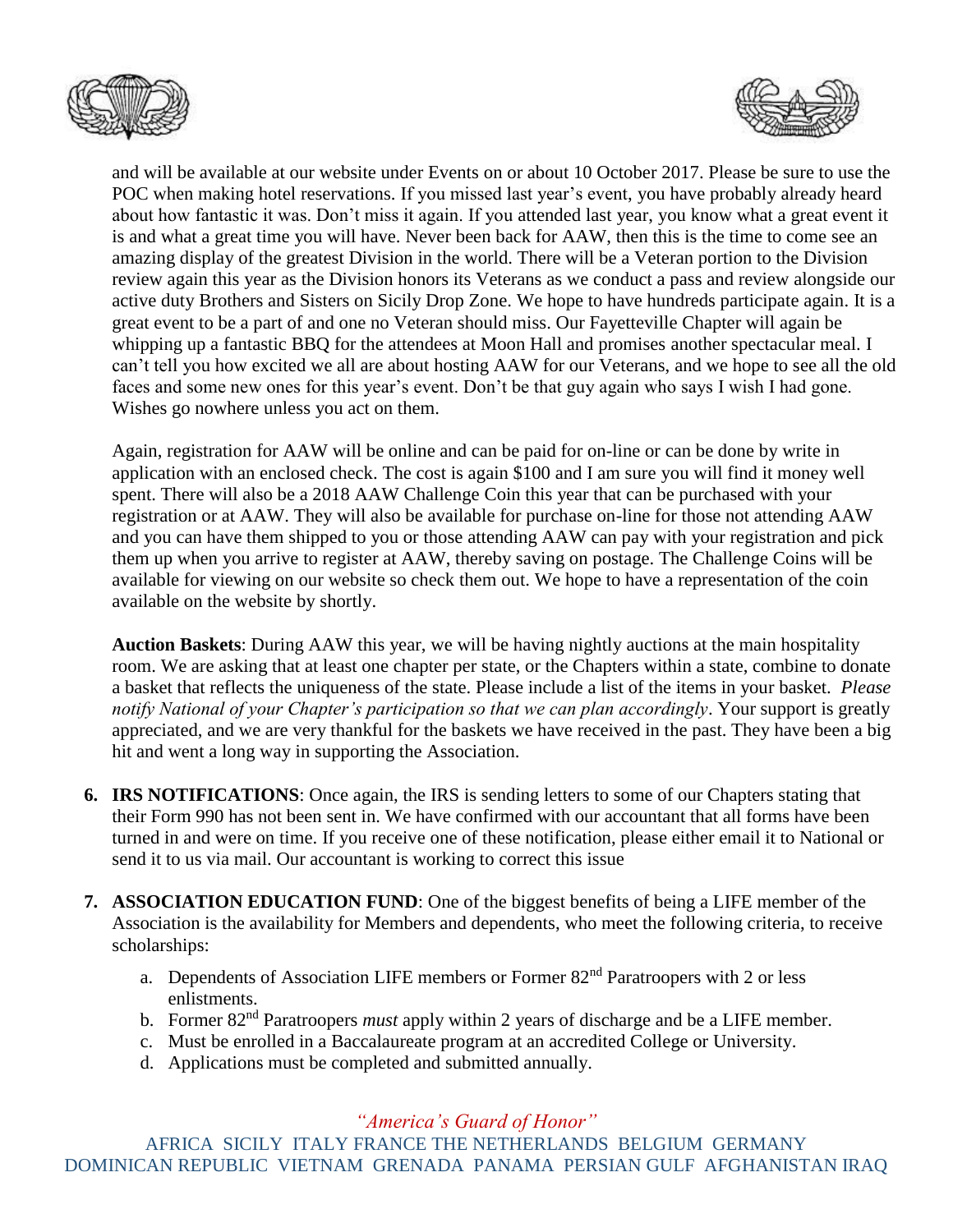and will be available at our website under Events on or about 10 October 2017. Please be sure to use the POC when making hotel reservations. If you missed last year's event, you have probably already heard about how fantastic it was. Don't miss it again. If you attended last year, you know what a great event it is and what a great time you will have. Never been back for AAW, then this is the time to come see an amazing display of the greatest Division in the world. There will be a Veteran portion to the Division review again this year as the Division honors its Veterans as we conduct a pass and review alongside our active duty Brothers and Sisters on Sicily Drop Zone. We hope to have hundreds participate again. It is a great event to be a part of and one no Veteran should miss. Our Fayetteville Chapter will again be whipping up a fantastic BBQ for the attendees at Moon Hall and promises another spectacular meal. I can't tell you how excited we all are about hosting AAW for our Veterans, and we hope to see all the old faces and some new ones for this year's event. Don't be that guy again who says I wish I had gone. Wishes go nowhere unless you act on them.

Again, registration for AAW will be online and can be paid for on-line or can be done by write in application with an enclosed check. The cost is again $100 and I am sure you will find it money well spent. There will also be a 2018 AAW Challenge Coin this year that can be purchased with your registration or at AAW. They will also be available for purchase on-line for those not attending AAW and you can have them shipped to you or those attending AAW can pay with your registration and pick them up when you arrive to register at AAW, thereby saving on postage. The Challenge Coins will be available for viewing on our website so check them out. We hope to have a representation of the coin available on the website by shortly.

**Auction Baskets**: During AAW this year, we will be having nightly auctions at the main hospitality room. We are asking that at least one chapter per state, or the Chapters within a state, combine to donate a basket that reflects the uniqueness of the state. Please include a list of the items in your basket. *Please notify National of your Chapter's participation so that we can plan accordingly*. Your support is greatly appreciated, and we are very thankful for the baskets we have received in the past. They have been a big hit and went a long way in supporting the Association.

6. **IRS NOTIFICATIONS**: Once again, the IRS is sending letters to some of our Chapters stating that their Form 990 has not been sent in. We have confirmed with our accountant that all forms have been turned in and were on time. If you receive one of these notification, please either email it to National or send it to us via mail. Our accountant is working to correct this issue

7. **ASSOCIATION EDUCATION FUND**: One of the biggest benefits of being a LIFE member of the Association is the availability for Members and dependents, who meet the following criteria, to receive scholarships:

   a. Dependents of Association LIFE members or Former 82nd Paratroopers with 2 or less enlistments.
   b. Former 82nd Paratroopers *must* apply within 2 years of discharge and be a LIFE member.
   c. Must be enrolled in a Baccalaureate program at an accredited College or University.
   d. Applications must be completed and submitted annually.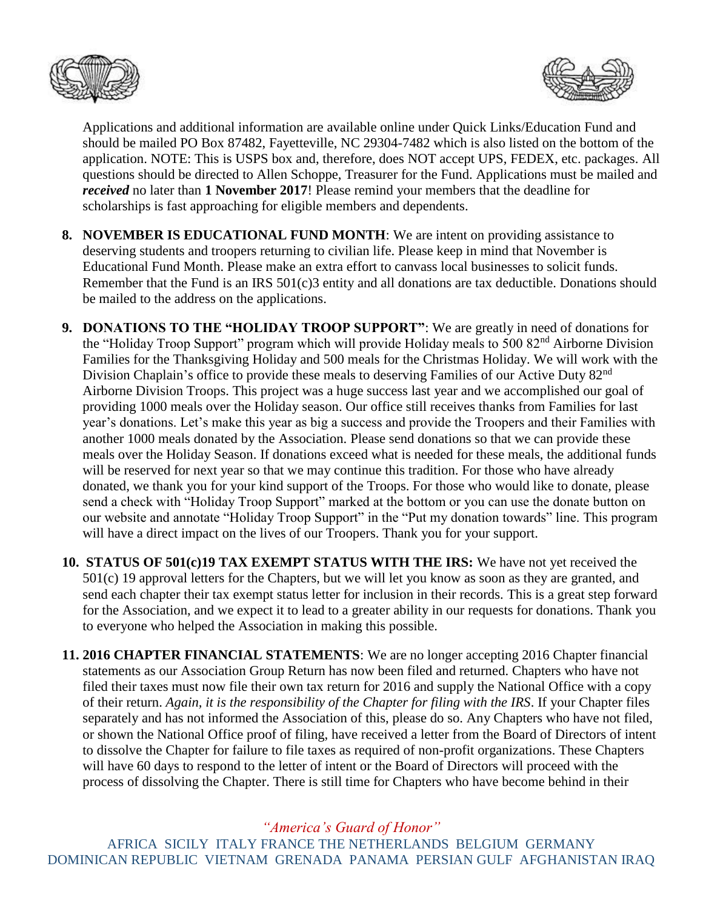Applications and additional information are available online under Quick Links/Education Fund and should be mailed PO Box 87482, Fayetteville, NC 29304-7482 which is also listed on the bottom of the application. NOTE: This is USPS box and, therefore, does NOT accept UPS, FEDEX, etc. packages. All questions should be directed to Allen Schoppe, Treasurer for the Fund. Applications must be mailed and ***received*** no later than **1 November 2017**! Please remind your members that the deadline for scholarships is fast approaching for eligible members and dependents.

8. **NOVEMBER IS EDUCATIONAL FUND MONTH**: We are intent on providing assistance to deserving students and troopers returning to civilian life. Please keep in mind that November is Educational Fund Month. Please make an extra effort to canvass local businesses to solicit funds. Remember that the Fund is an IRS 501(c)3 entity and all donations are tax deductible. Donations should be mailed to the address on the applications.

9. **DONATIONS TO THE "HOLIDAY TROOP SUPPORT"**: We are greatly in need of donations for the "Holiday Troop Support" program which will provide Holiday meals to 500 82nd Airborne Division Families for the Thanksgiving Holiday and 500 meals for the Christmas Holiday. We will work with the Division Chaplain's office to provide these meals to deserving Families of our Active Duty 82nd Airborne Division Troops. This project was a huge success last year and we accomplished our goal of providing 1000 meals over the Holiday season. Our office still receives thanks from Families for last year's donations. Let's make this year as big a success and provide the Troopers and their Families with another 1000 meals donated by the Association. Please send donations so that we can provide these meals over the Holiday Season. If donations exceed what is needed for these meals, the additional funds will be reserved for next year so that we may continue this tradition. For those who have already donated, we thank you for your kind support of the Troops. For those who would like to donate, please send a check with "Holiday Troop Support" marked at the bottom or you can use the donate button on our website and annotate "Holiday Troop Support" in the "Put my donation towards" line. This program will have a direct impact on the lives of our Troopers. Thank you for your support.

10. **STATUS OF 501(c)19 TAX EXEMPT STATUS WITH THE IRS:** We have not yet received the 501(c) 19 approval letters for the Chapters, but we will let you know as soon as they are granted, and send each chapter their tax exempt status letter for inclusion in their records. This is a great step forward for the Association, and we expect it to lead to a greater ability in our requests for donations. Thank you to everyone who helped the Association in making this possible.

11. **2016 CHAPTER FINANCIAL STATEMENTS**: We are no longer accepting 2016 Chapter financial statements as our Association Group Return has now been filed and returned. Chapters who have not filed their taxes must now file their own tax return for 2016 and supply the National Office with a copy of their return. *Again, it is the responsibility of the Chapter for filing with the IRS*. If your Chapter files separately and has not informed the Association of this, please do so. Any Chapters who have not filed, or shown the National Office proof of filing, have received a letter from the Board of Directors of intent to dissolve the Chapter for failure to file taxes as required of non-profit organizations. These Chapters will have 60 days to respond to the letter of intent or the Board of Directors will proceed with the process of dissolving the Chapter. There is still time for Chapters who have become behind in their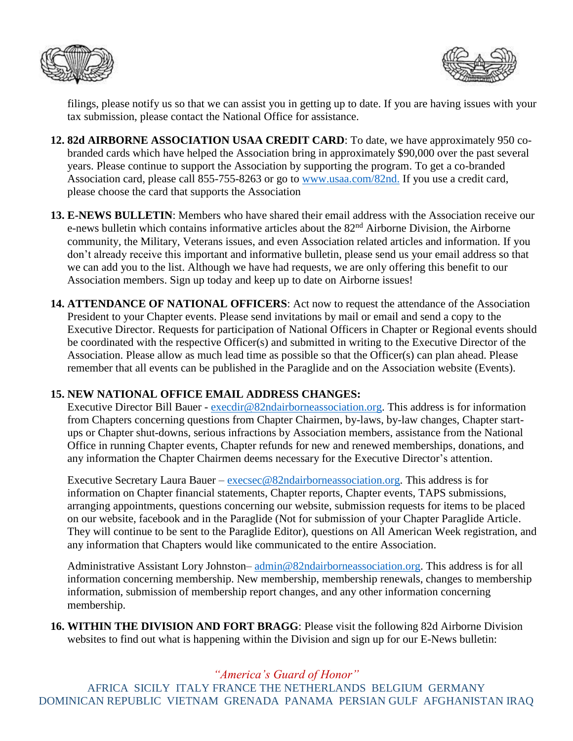filings, please notify us so that we can assist you in getting up to date. If you are having issues with your tax submission, please contact the National Office for assistance.

12. **82d AIRBORNE ASSOCIATION USAA CREDIT CARD**: To date, we have approximately 950 co-branded cards which have helped the Association bring in approximately $90,000 over the past several years. Please continue to support the Association by supporting the program. To get a co-branded Association card, please call 855-755-8263 or go to [www.usaa.com/82nd.](http://www.usaa.com/82nd) If you use a credit card, please choose the card that supports the Association

13. **E-NEWS BULLETIN**: Members who have shared their email address with the Association receive our e-news bulletin which contains informative articles about the 82nd Airborne Division, the Airborne community, the Military, Veterans issues, and even Association related articles and information. If you don't already receive this important and informative bulletin, please send us your email address so that we can add you to the list. Although we have had requests, we are only offering this benefit to our Association members. Sign up today and keep up to date on Airborne issues!

14. **ATTENDANCE OF NATIONAL OFFICERS**: Act now to request the attendance of the Association President to your Chapter events. Please send invitations by mail or email and send a copy to the Executive Director. Requests for participation of National Officers in Chapter or Regional events should be coordinated with the respective Officer(s) and submitted in writing to the Executive Director of the Association. Please allow as much lead time as possible so that the Officer(s) can plan ahead. Please remember that all events can be published in the Paraglide and on the Association website (Events).

15. **NEW NATIONAL OFFICE EMAIL ADDRESS CHANGES:**

    Executive Director Bill Bauer - [execdir@82ndairborneassociation.org](mailto:execdir@82ndairborneassociation.org). This address is for information from Chapters concerning questions from Chapter Chairmen, by-laws, by-law changes, Chapter start-ups or Chapter shut-downs, serious infractions by Association members, assistance from the National Office in running Chapter events, Chapter refunds for new and renewed memberships, donations, and any information the Chapter Chairmen deems necessary for the Executive Director's attention.

    Executive Secretary Laura Bauer – [execsec@82ndairborneassociation.org](mailto:execsec@82ndairborneassociation.org). This address is for information on Chapter financial statements, Chapter reports, Chapter events, TAPS submissions, arranging appointments, questions concerning our website, submission requests for items to be placed on our website, facebook and in the Paraglide (Not for submission of your Chapter Paraglide Article. They will continue to be sent to the Paraglide Editor), questions on All American Week registration, and any information that Chapters would like communicated to the entire Association.

    Administrative Assistant Lory Johnston– [admin@82ndairborneassociation.org](mailto:admin@82ndairborneassociation.org). This address is for all information concerning membership. New membership, membership renewals, changes to membership information, submission of membership report changes, and any other information concerning membership.

16. **WITHIN THE DIVISION AND FORT BRAGG**: Please visit the following 82d Airborne Division websites to find out what is happening within the Division and sign up for our E-News bulletin: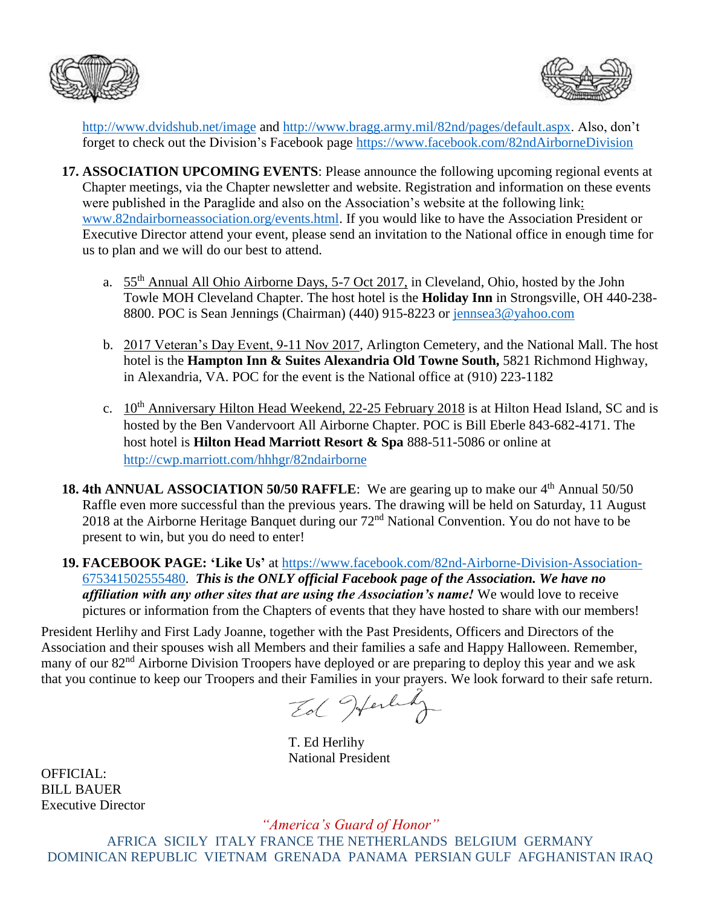http://www.dvidshub.net/image and http://www.bragg.army.mil/82nd/pages/default.aspx. Also, don't forget to check out the Division's Facebook page https://www.facebook.com/82ndAirborneDivision

17. **ASSOCIATION UPCOMING EVENTS**: Please announce the following upcoming regional events at Chapter meetings, via the Chapter newsletter and website. Registration and information on these events were published in the Paraglide and also on the Association's website at the following link: www.82ndairborneassociation.org/events.html. If you would like to have the Association President or Executive Director attend your event, please send an invitation to the National office in enough time for us to plan and we will do our best to attend.

    a. 55th Annual All Ohio Airborne Days, 5-7 Oct 2017, in Cleveland, Ohio, hosted by the John Towle MOH Cleveland Chapter. The host hotel is the **Holiday Inn** in Strongsville, OH 440-238-8800. POC is Sean Jennings (Chairman) (440) 915-8223 or jennsea3@yahoo.com

    b. 2017 Veteran's Day Event, 9-11 Nov 2017, Arlington Cemetery, and the National Mall. The host hotel is the **Hampton Inn & Suites Alexandria Old Towne South,** 5821 Richmond Highway, in Alexandria, VA. POC for the event is the National office at (910) 223-1182

    c. 10th Anniversary Hilton Head Weekend, 22-25 February 2018 is at Hilton Head Island, SC and is hosted by the Ben Vandervoort All Airborne Chapter. POC is Bill Eberle 843-682-4171. The host hotel is **Hilton Head Marriott Resort & Spa** 888-511-5086 or online at http://cwp.marriott.com/hhhgr/82ndairborne

18. **4th ANNUAL ASSOCIATION 50/50 RAFFLE**: We are gearing up to make our 4th Annual 50/50 Raffle even more successful than the previous years. The drawing will be held on Saturday, 11 August 2018 at the Airborne Heritage Banquet during our 72nd National Convention. You do not have to be present to win, but you do need to enter!

19. **FACEBOOK PAGE: 'Like Us'** at https://www.facebook.com/82nd-Airborne-Division-Association-675341502555480. ***This is the ONLY official Facebook page of the Association. We have no affiliation with any other sites that are using the Association's name!*** We would love to receive pictures or information from the Chapters of events that they have hosted to share with our members!

President Herlihy and First Lady Joanne, together with the Past Presidents, Officers and Directors of the Association and their spouses wish all Members and their families a safe and Happy Halloween. Remember, many of our 82nd Airborne Division Troopers have deployed or are preparing to deploy this year and we ask that you continue to keep our Troopers and their Families in your prayers. We look forward to their safe return.

Ed Herlihy

T. Ed Herlihy
National President

OFFICIAL:
BILL BAUER
Executive Director

*"America's Guard of Honor"*

AFRICA SICILY ITALY FRANCE THE NETHERLANDS BELGIUM GERMANY DOMINICAN REPUBLIC VIETNAM GRENADA PANAMA PERSIAN GULF AFGHANISTAN IRAQ